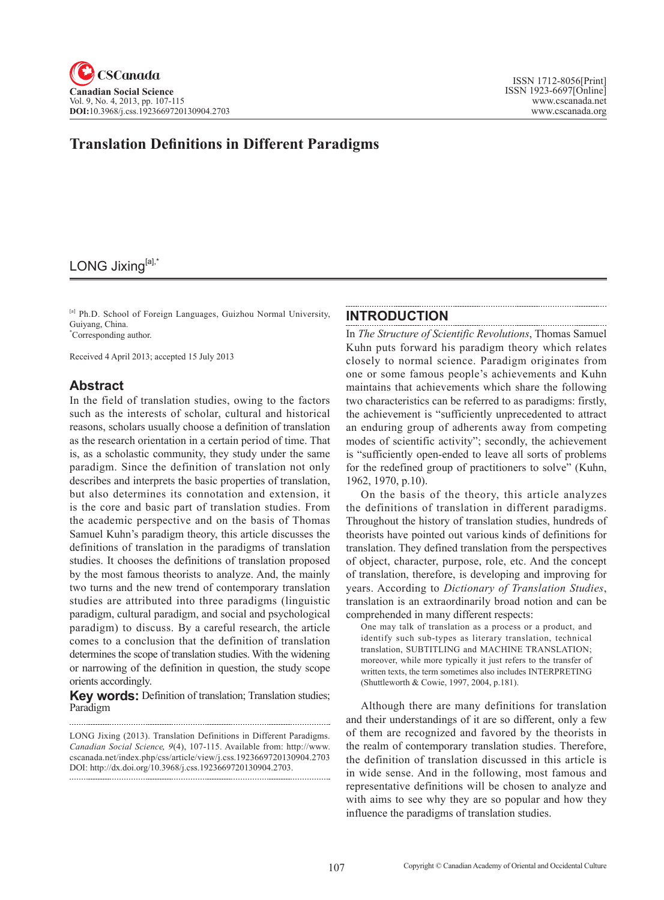# Translation Definitions in Different Paradigms

## LONG Jixing[a],*

[a] Ph.D. School of Foreign Languages, Guizhou Normal University, Guiyang, China.
*Corresponding author.

Received 4 April 2013; accepted 15 July 2013

## Abstract

In the field of translation studies, owing to the factors such as the interests of scholar, cultural and historical reasons, scholars usually choose a definition of translation as the research orientation in a certain period of time. That is, as a scholastic community, they study under the same paradigm. Since the definition of translation not only describes and interprets the basic properties of translation, but also determines its connotation and extension, it is the core and basic part of translation studies. From the academic perspective and on the basis of Thomas Samuel Kuhn's paradigm theory, this article discusses the definitions of translation in the paradigms of translation studies. It chooses the definitions of translation proposed by the most famous theorists to analyze. And, the mainly two turns and the new trend of contemporary translation studies are attributed into three paradigms (linguistic paradigm, cultural paradigm, and social and psychological paradigm) to discuss. By a careful research, the article comes to a conclusion that the definition of translation determines the scope of translation studies. With the widening or narrowing of the definition in question, the study scope orients accordingly.

**Key words:** Definition of translation; Translation studies; Paradigm

LONG Jixing (2013). Translation Definitions in Different Paradigms. *Canadian Social Science, 9*(4), 107-115. Available from: http://www.cscanada.net/index.php/css/article/view/j.css.1923669720130904.2703 DOI: http://dx.doi.org/10.3968/j.css.1923669720130904.2703.

## INTRODUCTION

In *The Structure of Scientific Revolutions*, Thomas Samuel Kuhn puts forward his paradigm theory which relates closely to normal science. Paradigm originates from one or some famous people's achievements and Kuhn maintains that achievements which share the following two characteristics can be referred to as paradigms: firstly, the achievement is "sufficiently unprecedented to attract an enduring group of adherents away from competing modes of scientific activity"; secondly, the achievement is "sufficiently open-ended to leave all sorts of problems for the redefined group of practitioners to solve" (Kuhn, 1962, 1970, p.10).

On the basis of the theory, this article analyzes the definitions of translation in different paradigms. Throughout the history of translation studies, hundreds of theorists have pointed out various kinds of definitions for translation. They defined translation from the perspectives of object, character, purpose, role, etc. And the concept of translation, therefore, is developing and improving for years. According to *Dictionary of Translation Studies*, translation is an extraordinarily broad notion and can be comprehended in many different respects:

> One may talk of translation as a process or a product, and identify such sub-types as literary translation, technical translation, SUBTITLING and MACHINE TRANSLATION; moreover, while more typically it just refers to the transfer of written texts, the term sometimes also includes INTERPRETING (Shuttleworth & Cowie, 1997, 2004, p.181).

Although there are many definitions for translation and their understandings of it are so different, only a few of them are recognized and favored by the theorists in the realm of contemporary translation studies. Therefore, the definition of translation discussed in this article is in wide sense. And in the following, most famous and representative definitions will be chosen to analyze and with aims to see why they are so popular and how they influence the paradigms of translation studies.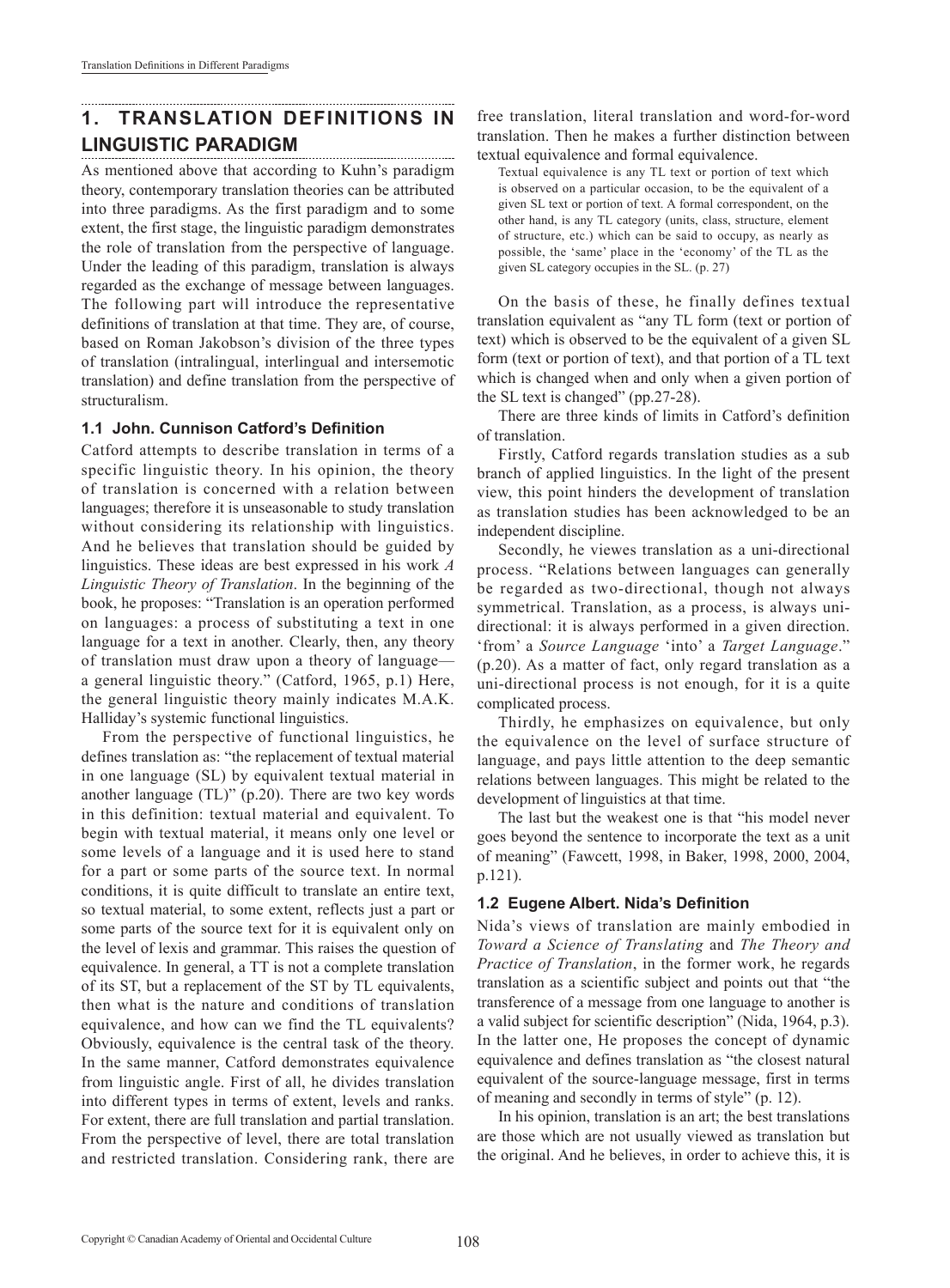## 1. TRANSLATION DEFINITIONS IN LINGUISTIC PARADIGM

As mentioned above that according to Kuhn's paradigm theory, contemporary translation theories can be attributed into three paradigms. As the first paradigm and to some extent, the first stage, the linguistic paradigm demonstrates the role of translation from the perspective of language. Under the leading of this paradigm, translation is always regarded as the exchange of message between languages. The following part will introduce the representative definitions of translation at that time. They are, of course, based on Roman Jakobson's division of the three types of translation (intralingual, interlingual and intersemotic translation) and define translation from the perspective of structuralism.

### 1.1 John. Cunnison Catford's Definition

Catford attempts to describe translation in terms of a specific linguistic theory. In his opinion, the theory of translation is concerned with a relation between languages; therefore it is unseasonable to study translation without considering its relationship with linguistics. And he believes that translation should be guided by linguistics. These ideas are best expressed in his work *A Linguistic Theory of Translation*. In the beginning of the book, he proposes: "Translation is an operation performed on languages: a process of substituting a text in one language for a text in another. Clearly, then, any theory of translation must draw upon a theory of language—a general linguistic theory." (Catford, 1965, p.1) Here, the general linguistic theory mainly indicates M.A.K. Halliday's systemic functional linguistics.

From the perspective of functional linguistics, he defines translation as: "the replacement of textual material in one language (SL) by equivalent textual material in another language (TL)" (p.20). There are two key words in this definition: textual material and equivalent. To begin with textual material, it means only one level or some levels of a language and it is used here to stand for a part or some parts of the source text. In normal conditions, it is quite difficult to translate an entire text, so textual material, to some extent, reflects just a part or some parts of the source text for it is equivalent only on the level of lexis and grammar. This raises the question of equivalence. In general, a TT is not a complete translation of its ST, but a replacement of the ST by TL equivalents, then what is the nature and conditions of translation equivalence, and how can we find the TL equivalents? Obviously, equivalence is the central task of the theory. In the same manner, Catford demonstrates equivalence from linguistic angle. First of all, he divides translation into different types in terms of extent, levels and ranks. For extent, there are full translation and partial translation. From the perspective of level, there are total translation and restricted translation. Considering rank, there are free translation, literal translation and word-for-word translation. Then he makes a further distinction between textual equivalence and formal equivalence.

> Textual equivalence is any TL text or portion of text which is observed on a particular occasion, to be the equivalent of a given SL text or portion of text. A formal correspondent, on the other hand, is any TL category (units, class, structure, element of structure, etc.) which can be said to occupy, as nearly as possible, the 'same' place in the 'economy' of the TL as the given SL category occupies in the SL. (p. 27)

On the basis of these, he finally defines textual translation equivalent as "any TL form (text or portion of text) which is observed to be the equivalent of a given SL form (text or portion of text), and that portion of a TL text which is changed when and only when a given portion of the SL text is changed" (pp.27-28).

There are three kinds of limits in Catford's definition of translation.

Firstly, Catford regards translation studies as a sub branch of applied linguistics. In the light of the present view, this point hinders the development of translation as translation studies has been acknowledged to be an independent discipline.

Secondly, he viewes translation as a uni-directional process. "Relations between languages can generally be regarded as two-directional, though not always symmetrical. Translation, as a process, is always uni-directional: it is always performed in a given direction. 'from' a *Source Language* 'into' a *Target Language*." (p.20). As a matter of fact, only regard translation as a uni-directional process is not enough, for it is a quite complicated process.

Thirdly, he emphasizes on equivalence, but only the equivalence on the level of surface structure of language, and pays little attention to the deep semantic relations between languages. This might be related to the development of linguistics at that time.

The last but the weakest one is that "his model never goes beyond the sentence to incorporate the text as a unit of meaning" (Fawcett, 1998, in Baker, 1998, 2000, 2004, p.121).

### 1.2 Eugene Albert. Nida's Definition

Nida's views of translation are mainly embodied in *Toward a Science of Translating* and *The Theory and Practice of Translation*, in the former work, he regards translation as a scientific subject and points out that "the transference of a message from one language to another is a valid subject for scientific description" (Nida, 1964, p.3). In the latter one, He proposes the concept of dynamic equivalence and defines translation as "the closest natural equivalent of the source-language message, first in terms of meaning and secondly in terms of style" (p. 12).

In his opinion, translation is an art; the best translations are those which are not usually viewed as translation but the original. And he believes, in order to achieve this, it is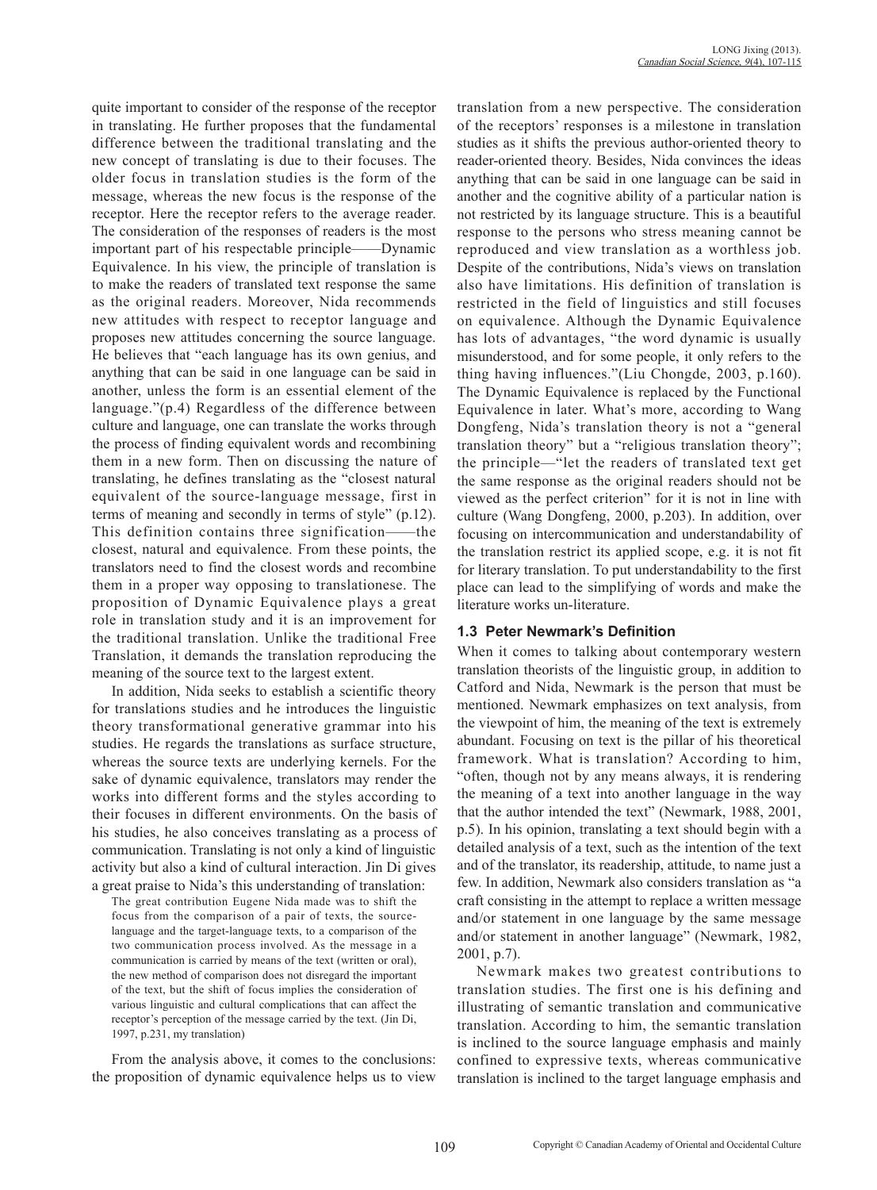quite important to consider of the response of the receptor in translating. He further proposes that the fundamental difference between the traditional translating and the new concept of translating is due to their focuses. The older focus in translation studies is the form of the message, whereas the new focus is the response of the receptor. Here the receptor refers to the average reader. The consideration of the responses of readers is the most important part of his respectable principle——Dynamic Equivalence. In his view, the principle of translation is to make the readers of translated text response the same as the original readers. Moreover, Nida recommends new attitudes with respect to receptor language and proposes new attitudes concerning the source language. He believes that "each language has its own genius, and anything that can be said in one language can be said in another, unless the form is an essential element of the language."(p.4) Regardless of the difference between culture and language, one can translate the works through the process of finding equivalent words and recombining them in a new form. Then on discussing the nature of translating, he defines translating as the "closest natural equivalent of the source-language message, first in terms of meaning and secondly in terms of style" (p.12). This definition contains three signification——the closest, natural and equivalence. From these points, the translators need to find the closest words and recombine them in a proper way opposing to translationese. The proposition of Dynamic Equivalence plays a great role in translation study and it is an improvement for the traditional translation. Unlike the traditional Free Translation, it demands the translation reproducing the meaning of the source text to the largest extent.

In addition, Nida seeks to establish a scientific theory for translations studies and he introduces the linguistic theory transformational generative grammar into his studies. He regards the translations as surface structure, whereas the source texts are underlying kernels. For the sake of dynamic equivalence, translators may render the works into different forms and the styles according to their focuses in different environments. On the basis of his studies, he also conceives translating as a process of communication. Translating is not only a kind of linguistic activity but also a kind of cultural interaction. Jin Di gives a great praise to Nida's this understanding of translation:

> The great contribution Eugene Nida made was to shift the focus from the comparison of a pair of texts, the source-language and the target-language texts, to a comparison of the two communication process involved. As the message in a communication is carried by means of the text (written or oral), the new method of comparison does not disregard the important of the text, but the shift of focus implies the consideration of various linguistic and cultural complications that can affect the receptor's perception of the message carried by the text. (Jin Di, 1997, p.231, my translation)

From the analysis above, it comes to the conclusions: the proposition of dynamic equivalence helps us to view translation from a new perspective. The consideration of the receptors' responses is a milestone in translation studies as it shifts the previous author-oriented theory to reader-oriented theory. Besides, Nida convinces the ideas anything that can be said in one language can be said in another and the cognitive ability of a particular nation is not restricted by its language structure. This is a beautiful response to the persons who stress meaning cannot be reproduced and view translation as a worthless job. Despite of the contributions, Nida's views on translation also have limitations. His definition of translation is restricted in the field of linguistics and still focuses on equivalence. Although the Dynamic Equivalence has lots of advantages, "the word dynamic is usually misunderstood, and for some people, it only refers to the thing having influences."(Liu Chongde, 2003, p.160). The Dynamic Equivalence is replaced by the Functional Equivalence in later. What's more, according to Wang Dongfeng, Nida's translation theory is not a "general translation theory" but a "religious translation theory"; the principle—"let the readers of translated text get the same response as the original readers should not be viewed as the perfect criterion" for it is not in line with culture (Wang Dongfeng, 2000, p.203). In addition, over focusing on intercommunication and understandability of the translation restrict its applied scope, e.g. it is not fit for literary translation. To put understandability to the first place can lead to the simplifying of words and make the literature works un-literature.

### 1.3 Peter Newmark's Definition

When it comes to talking about contemporary western translation theorists of the linguistic group, in addition to Catford and Nida, Newmark is the person that must be mentioned. Newmark emphasizes on text analysis, from the viewpoint of him, the meaning of the text is extremely abundant. Focusing on text is the pillar of his theoretical framework. What is translation? According to him, "often, though not by any means always, it is rendering the meaning of a text into another language in the way that the author intended the text" (Newmark, 1988, 2001, p.5). In his opinion, translating a text should begin with a detailed analysis of a text, such as the intention of the text and of the translator, its readership, attitude, to name just a few. In addition, Newmark also considers translation as "a craft consisting in the attempt to replace a written message and/or statement in one language by the same message and/or statement in another language" (Newmark, 1982, 2001, p.7).

Newmark makes two greatest contributions to translation studies. The first one is his defining and illustrating of semantic translation and communicative translation. According to him, the semantic translation is inclined to the source language emphasis and mainly confined to expressive texts, whereas communicative translation is inclined to the target language emphasis and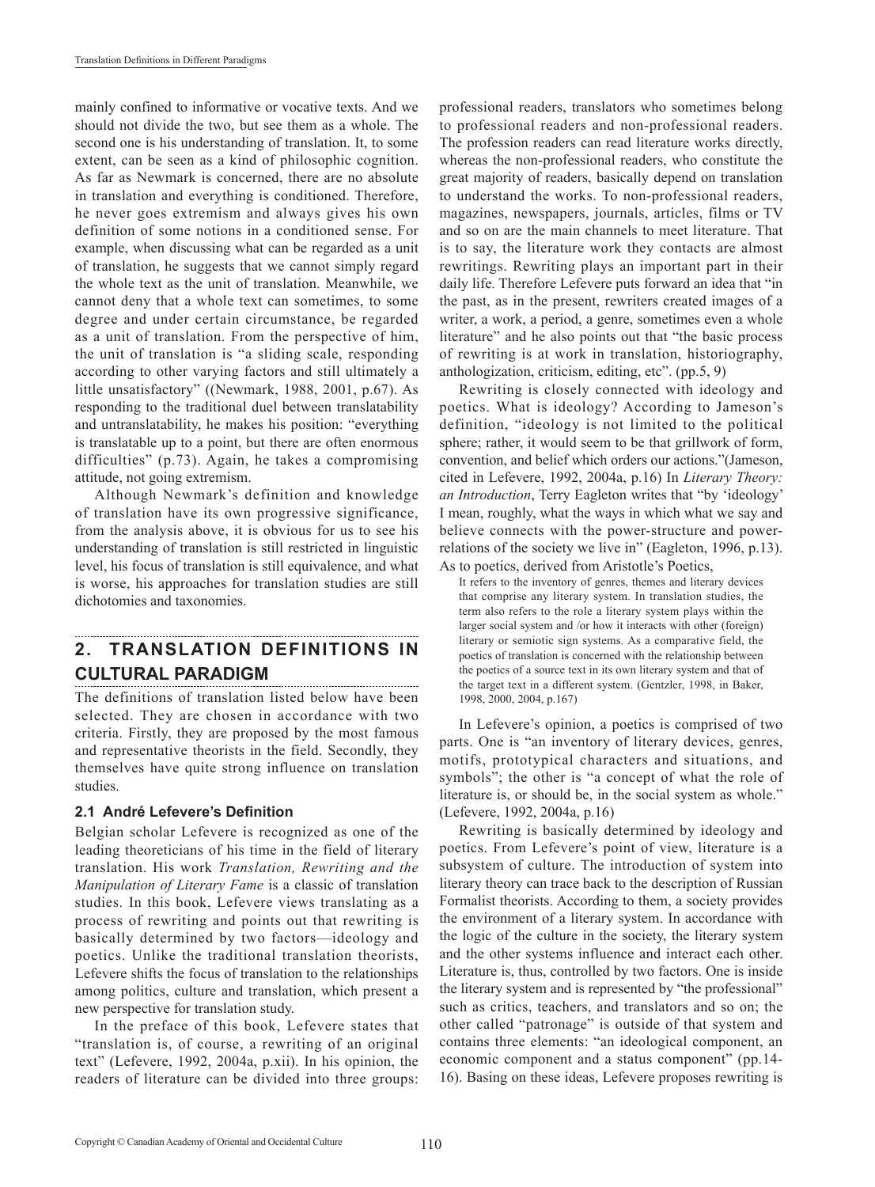mainly confined to informative or vocative texts. And we should not divide the two, but see them as a whole. The second one is his understanding of translation. It, to some extent, can be seen as a kind of philosophic cognition. As far as Newmark is concerned, there are no absolute in translation and everything is conditioned. Therefore, he never goes extremism and always gives his own definition of some notions in a conditioned sense. For example, when discussing what can be regarded as a unit of translation, he suggests that we cannot simply regard the whole text as the unit of translation. Meanwhile, we cannot deny that a whole text can sometimes, to some degree and under certain circumstance, be regarded as a unit of translation. From the perspective of him, the unit of translation is "a sliding scale, responding according to other varying factors and still ultimately a little unsatisfactory" ((Newmark, 1988, 2001, p.67). As responding to the traditional duel between translatability and untranslatability, he makes his position: "everything is translatable up to a point, but there are often enormous difficulties" (p.73). Again, he takes a compromising attitude, not going extremism.

Although Newmark's definition and knowledge of translation have its own progressive significance, from the analysis above, it is obvious for us to see his understanding of translation is still restricted in linguistic level, his focus of translation is still equivalence, and what is worse, his approaches for translation studies are still dichotomies and taxonomies.

## 2. TRANSLATION DEFINITIONS IN CULTURAL PARADIGM

The definitions of translation listed below have been selected. They are chosen in accordance with two criteria. Firstly, they are proposed by the most famous and representative theorists in the field. Secondly, they themselves have quite strong influence on translation studies.

### 2.1 André Lefevere's Definition

Belgian scholar Lefevere is recognized as one of the leading theoreticians of his time in the field of literary translation. His work *Translation, Rewriting and the Manipulation of Literary Fame* is a classic of translation studies. In this book, Lefevere views translating as a process of rewriting and points out that rewriting is basically determined by two factors—ideology and poetics. Unlike the traditional translation theorists, Lefevere shifts the focus of translation to the relationships among politics, culture and translation, which present a new perspective for translation study.

In the preface of this book, Lefevere states that "translation is, of course, a rewriting of an original text" (Lefevere, 1992, 2004a, p.xii). In his opinion, the readers of literature can be divided into three groups: professional readers, translators who sometimes belong to professional readers and non-professional readers. The profession readers can read literature works directly, whereas the non-professional readers, who constitute the great majority of readers, basically depend on translation to understand the works. To non-professional readers, magazines, newspapers, journals, articles, films or TV and so on are the main channels to meet literature. That is to say, the literature work they contacts are almost rewritings. Rewriting plays an important part in their daily life. Therefore Lefevere puts forward an idea that "in the past, as in the present, rewriters created images of a writer, a work, a period, a genre, sometimes even a whole literature" and he also points out that "the basic process of rewriting is at work in translation, historiography, anthologization, criticism, editing, etc". (pp.5, 9)

Rewriting is closely connected with ideology and poetics. What is ideology? According to Jameson's definition, "ideology is not limited to the political sphere; rather, it would seem to be that grillwork of form, convention, and belief which orders our actions."(Jameson, cited in Lefevere, 1992, 2004a, p.16) In *Literary Theory: an Introduction*, Terry Eagleton writes that "by 'ideology' I mean, roughly, what the ways in which what we say and believe connects with the power-structure and power-relations of the society we live in" (Eagleton, 1996, p.13). As to poetics, derived from Aristotle's Poetics,

> It refers to the inventory of genres, themes and literary devices that comprise any literary system. In translation studies, the term also refers to the role a literary system plays within the larger social system and /or how it interacts with other (foreign) literary or semiotic sign systems. As a comparative field, the poetics of translation is concerned with the relationship between the poetics of a source text in its own literary system and that of the target text in a different system. (Gentzler, 1998, in Baker, 1998, 2000, 2004, p.167)

In Lefevere's opinion, a poetics is comprised of two parts. One is "an inventory of literary devices, genres, motifs, prototypical characters and situations, and symbols"; the other is "a concept of what the role of literature is, or should be, in the social system as whole." (Lefevere, 1992, 2004a, p.16)

Rewriting is basically determined by ideology and poetics. From Lefevere's point of view, literature is a subsystem of culture. The introduction of system into literary theory can trace back to the description of Russian Formalist theorists. According to them, a society provides the environment of a literary system. In accordance with the logic of the culture in the society, the literary system and the other systems influence and interact each other. Literature is, thus, controlled by two factors. One is inside the literary system and is represented by "the professional" such as critics, teachers, and translators and so on; the other called "patronage" is outside of that system and contains three elements: "an ideological component, an economic component and a status component" (pp.14-16). Basing on these ideas, Lefevere proposes rewriting is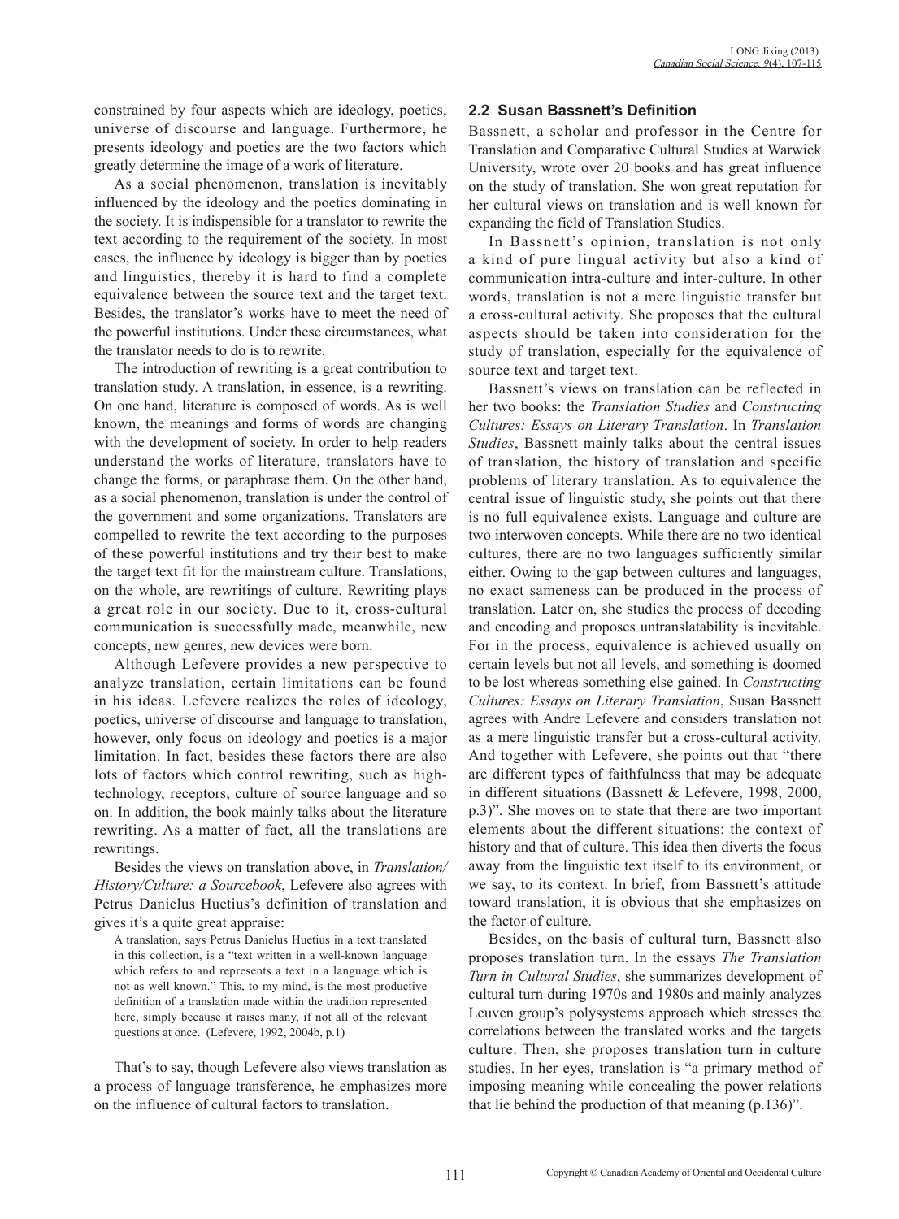constrained by four aspects which are ideology, poetics, universe of discourse and language. Furthermore, he presents ideology and poetics are the two factors which greatly determine the image of a work of literature.

As a social phenomenon, translation is inevitably influenced by the ideology and the poetics dominating in the society. It is indispensible for a translator to rewrite the text according to the requirement of the society. In most cases, the influence by ideology is bigger than by poetics and linguistics, thereby it is hard to find a complete equivalence between the source text and the target text. Besides, the translator's works have to meet the need of the powerful institutions. Under these circumstances, what the translator needs to do is to rewrite.

The introduction of rewriting is a great contribution to translation study. A translation, in essence, is a rewriting. On one hand, literature is composed of words. As is well known, the meanings and forms of words are changing with the development of society. In order to help readers understand the works of literature, translators have to change the forms, or paraphrase them. On the other hand, as a social phenomenon, translation is under the control of the government and some organizations. Translators are compelled to rewrite the text according to the purposes of these powerful institutions and try their best to make the target text fit for the mainstream culture. Translations, on the whole, are rewritings of culture. Rewriting plays a great role in our society. Due to it, cross-cultural communication is successfully made, meanwhile, new concepts, new genres, new devices were born.

Although Lefevere provides a new perspective to analyze translation, certain limitations can be found in his ideas. Lefevere realizes the roles of ideology, poetics, universe of discourse and language to translation, however, only focus on ideology and poetics is a major limitation. In fact, besides these factors there are also lots of factors which control rewriting, such as high-technology, receptors, culture of source language and so on. In addition, the book mainly talks about the literature rewriting. As a matter of fact, all the translations are rewritings.

Besides the views on translation above, in *Translation/History/Culture: a Sourcebook*, Lefevere also agrees with Petrus Danielus Huetius's definition of translation and gives it's a quite great appraise:

> A translation, says Petrus Danielus Huetius in a text translated in this collection, is a "text written in a well-known language which refers to and represents a text in a language which is not as well known." This, to my mind, is the most productive definition of a translation made within the tradition represented here, simply because it raises many, if not all of the relevant questions at once. (Lefevere, 1992, 2004b, p.1)

That's to say, though Lefevere also views translation as a process of language transference, he emphasizes more on the influence of cultural factors to translation.

### 2.2 Susan Bassnett's Definition

Bassnett, a scholar and professor in the Centre for Translation and Comparative Cultural Studies at Warwick University, wrote over 20 books and has great influence on the study of translation. She won great reputation for her cultural views on translation and is well known for expanding the field of Translation Studies.

In Bassnett's opinion, translation is not only a kind of pure lingual activity but also a kind of communication intra-culture and inter-culture. In other words, translation is not a mere linguistic transfer but a cross-cultural activity. She proposes that the cultural aspects should be taken into consideration for the study of translation, especially for the equivalence of source text and target text.

Bassnett's views on translation can be reflected in her two books: the *Translation Studies* and *Constructing Cultures: Essays on Literary Translation*. In *Translation Studies*, Bassnett mainly talks about the central issues of translation, the history of translation and specific problems of literary translation. As to equivalence the central issue of linguistic study, she points out that there is no full equivalence exists. Language and culture are two interwoven concepts. While there are no two identical cultures, there are no two languages sufficiently similar either. Owing to the gap between cultures and languages, no exact sameness can be produced in the process of translation. Later on, she studies the process of decoding and encoding and proposes untranslatability is inevitable. For in the process, equivalence is achieved usually on certain levels but not all levels, and something is doomed to be lost whereas something else gained. In *Constructing Cultures: Essays on Literary Translation*, Susan Bassnett agrees with Andre Lefevere and considers translation not as a mere linguistic transfer but a cross-cultural activity. And together with Lefevere, she points out that "there are different types of faithfulness that may be adequate in different situations (Bassnett & Lefevere, 1998, 2000, p.3)". She moves on to state that there are two important elements about the different situations: the context of history and that of culture. This idea then diverts the focus away from the linguistic text itself to its environment, or we say, to its context. In brief, from Bassnett's attitude toward translation, it is obvious that she emphasizes on the factor of culture.

Besides, on the basis of cultural turn, Bassnett also proposes translation turn. In the essays *The Translation Turn in Cultural Studies*, she summarizes development of cultural turn during 1970s and 1980s and mainly analyzes Leuven group's polysystems approach which stresses the correlations between the translated works and the targets culture. Then, she proposes translation turn in culture studies. In her eyes, translation is "a primary method of imposing meaning while concealing the power relations that lie behind the production of that meaning (p.136)".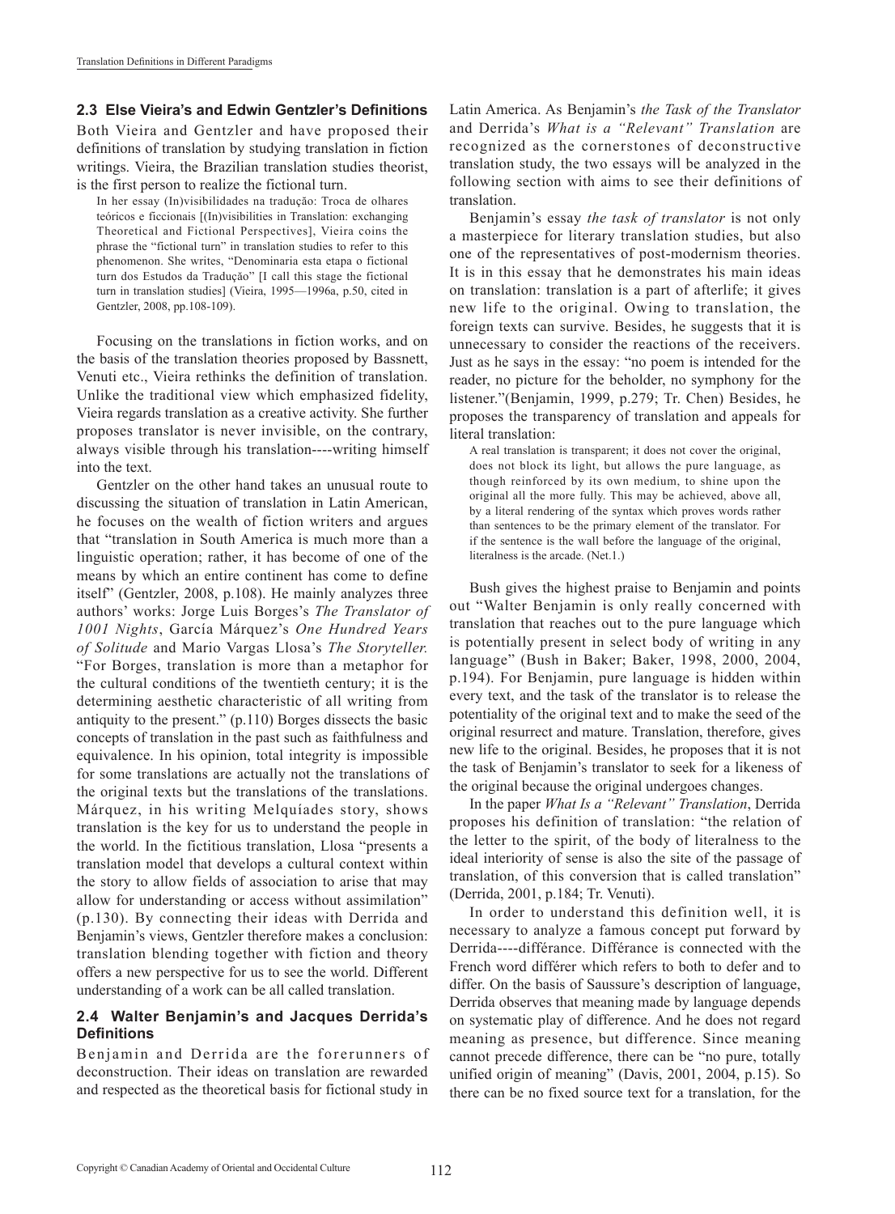### 2.3 Else Vieira's and Edwin Gentzler's Definitions

Both Vieira and Gentzler and have proposed their definitions of translation by studying translation in fiction writings. Vieira, the Brazilian translation studies theorist, is the first person to realize the fictional turn.

> In her essay (In)visibilidades na tradução: Troca de olhares teóricos e ficcionais [(In)visibilities in Translation: exchanging Theoretical and Fictional Perspectives], Vieira coins the phrase the "fictional turn" in translation studies to refer to this phenomenon. She writes, "Denominaria esta etapa o fictional turn dos Estudos da Tradução" [I call this stage the fictional turn in translation studies] (Vieira, 1995—1996a, p.50, cited in Gentzler, 2008, pp.108-109).

Focusing on the translations in fiction works, and on the basis of the translation theories proposed by Bassnett, Venuti etc., Vieira rethinks the definition of translation. Unlike the traditional view which emphasized fidelity, Vieira regards translation as a creative activity. She further proposes translator is never invisible, on the contrary, always visible through his translation----writing himself into the text.

Gentzler on the other hand takes an unusual route to discussing the situation of translation in Latin American, he focuses on the wealth of fiction writers and argues that "translation in South America is much more than a linguistic operation; rather, it has become of one of the means by which an entire continent has come to define itself" (Gentzler, 2008, p.108). He mainly analyzes three authors' works: Jorge Luis Borges's *The Translator of 1001 Nights*, García Márquez's *One Hundred Years of Solitude* and Mario Vargas Llosa's *The Storyteller.* "For Borges, translation is more than a metaphor for the cultural conditions of the twentieth century; it is the determining aesthetic characteristic of all writing from antiquity to the present." (p.110) Borges dissects the basic concepts of translation in the past such as faithfulness and equivalence. In his opinion, total integrity is impossible for some translations are actually not the translations of the original texts but the translations of the translations. Márquez, in his writing Melquíades story, shows translation is the key for us to understand the people in the world. In the fictitious translation, Llosa "presents a translation model that develops a cultural context within the story to allow fields of association to arise that may allow for understanding or access without assimilation" (p.130). By connecting their ideas with Derrida and Benjamin's views, Gentzler therefore makes a conclusion: translation blending together with fiction and theory offers a new perspective for us to see the world. Different understanding of a work can be all called translation.

### 2.4 Walter Benjamin's and Jacques Derrida's Definitions

Benjamin and Derrida are the forerunners of deconstruction. Their ideas on translation are rewarded and respected as the theoretical basis for fictional study in Latin America. As Benjamin's *the Task of the Translator* and Derrida's *What is a "Relevant" Translation* are recognized as the cornerstones of deconstructive translation study, the two essays will be analyzed in the following section with aims to see their definitions of translation.

Benjamin's essay *the task of translator* is not only a masterpiece for literary translation studies, but also one of the representatives of post-modernism theories. It is in this essay that he demonstrates his main ideas on translation: translation is a part of afterlife; it gives new life to the original. Owing to translation, the foreign texts can survive. Besides, he suggests that it is unnecessary to consider the reactions of the receivers. Just as he says in the essay: "no poem is intended for the reader, no picture for the beholder, no symphony for the listener."(Benjamin, 1999, p.279; Tr. Chen) Besides, he proposes the transparency of translation and appeals for literal translation:

> A real translation is transparent; it does not cover the original, does not block its light, but allows the pure language, as though reinforced by its own medium, to shine upon the original all the more fully. This may be achieved, above all, by a literal rendering of the syntax which proves words rather than sentences to be the primary element of the translator. For if the sentence is the wall before the language of the original, literalness is the arcade. (Net.1.)

Bush gives the highest praise to Benjamin and points out "Walter Benjamin is only really concerned with translation that reaches out to the pure language which is potentially present in select body of writing in any language" (Bush in Baker; Baker, 1998, 2000, 2004, p.194). For Benjamin, pure language is hidden within every text, and the task of the translator is to release the potentiality of the original text and to make the seed of the original resurrect and mature. Translation, therefore, gives new life to the original. Besides, he proposes that it is not the task of Benjamin's translator to seek for a likeness of the original because the original undergoes changes.

In the paper *What Is a "Relevant" Translation*, Derrida proposes his definition of translation: "the relation of the letter to the spirit, of the body of literalness to the ideal interiority of sense is also the site of the passage of translation, of this conversion that is called translation" (Derrida, 2001, p.184; Tr. Venuti).

In order to understand this definition well, it is necessary to analyze a famous concept put forward by Derrida----différance. Différance is connected with the French word différer which refers to both to defer and to differ. On the basis of Saussure's description of language, Derrida observes that meaning made by language depends on systematic play of difference. And he does not regard meaning as presence, but difference. Since meaning cannot precede difference, there can be "no pure, totally unified origin of meaning" (Davis, 2001, 2004, p.15). So there can be no fixed source text for a translation, for the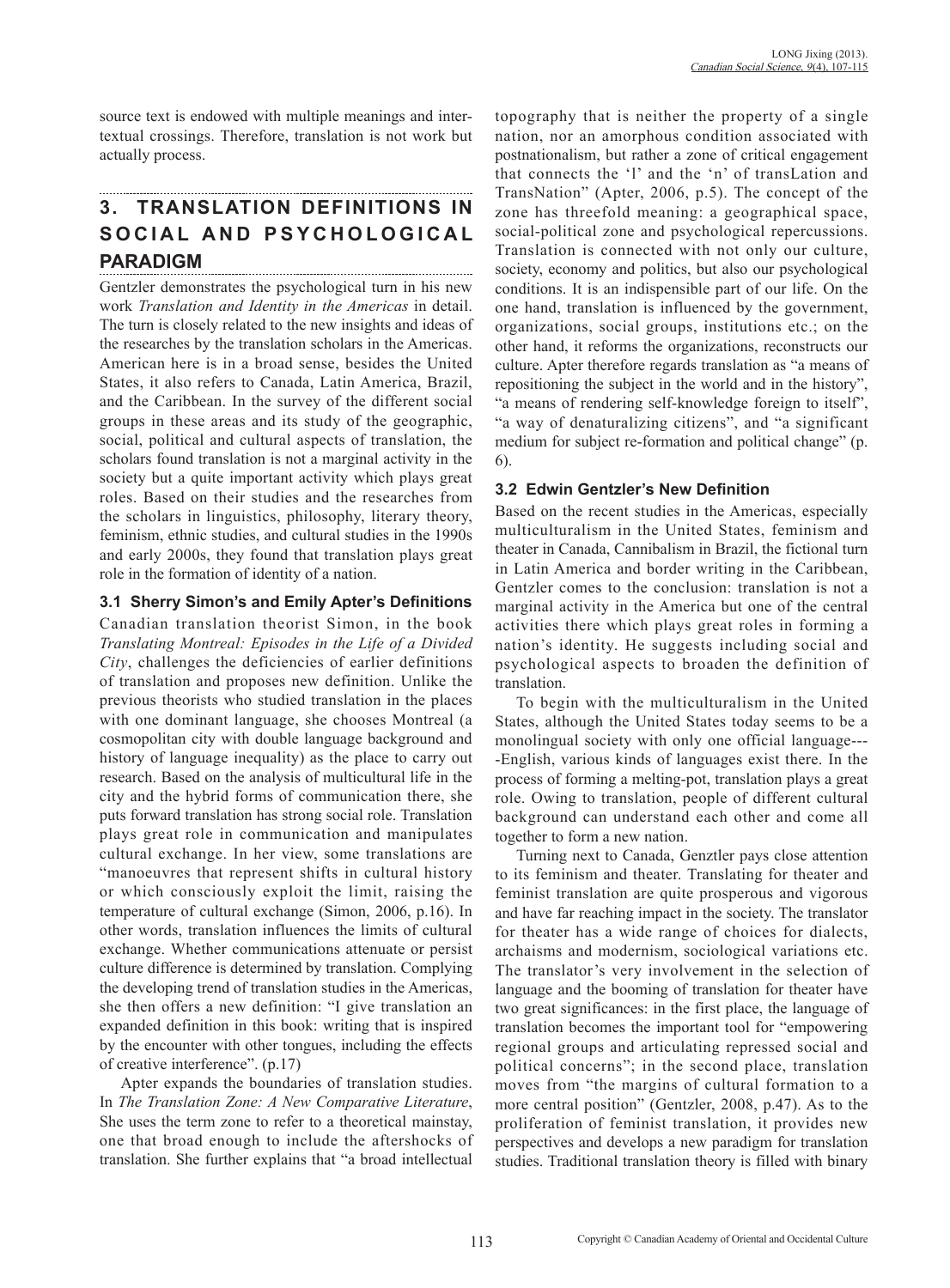source text is endowed with multiple meanings and intertextual crossings. Therefore, translation is not work but actually process.

## 3. TRANSLATION DEFINITIONS IN SOCIAL AND PSYCHOLOGICAL PARADIGM

Gentzler demonstrates the psychological turn in his new work *Translation and Identity in the Americas* in detail. The turn is closely related to the new insights and ideas of the researches by the translation scholars in the Americas. American here is in a broad sense, besides the United States, it also refers to Canada, Latin America, Brazil, and the Caribbean. In the survey of the different social groups in these areas and its study of the geographic, social, political and cultural aspects of translation, the scholars found translation is not a marginal activity in the society but a quite important activity which plays great roles. Based on their studies and the researches from the scholars in linguistics, philosophy, literary theory, feminism, ethnic studies, and cultural studies in the 1990s and early 2000s, they found that translation plays great role in the formation of identity of a nation.

### 3.1 Sherry Simon's and Emily Apter's Definitions

Canadian translation theorist Simon, in the book *Translating Montreal: Episodes in the Life of a Divided City*, challenges the deficiencies of earlier definitions of translation and proposes new definition. Unlike the previous theorists who studied translation in the places with one dominant language, she chooses Montreal (a cosmopolitan city with double language background and history of language inequality) as the place to carry out research. Based on the analysis of multicultural life in the city and the hybrid forms of communication there, she puts forward translation has strong social role. Translation plays great role in communication and manipulates cultural exchange. In her view, some translations are "manoeuvres that represent shifts in cultural history or which consciously exploit the limit, raising the temperature of cultural exchange (Simon, 2006, p.16). In other words, translation influences the limits of cultural exchange. Whether communications attenuate or persist culture difference is determined by translation. Complying the developing trend of translation studies in the Americas, she then offers a new definition: "I give translation an expanded definition in this book: writing that is inspired by the encounter with other tongues, including the effects of creative interference". (p.17)

Apter expands the boundaries of translation studies. In *The Translation Zone: A New Comparative Literature*, She uses the term zone to refer to a theoretical mainstay, one that broad enough to include the aftershocks of translation. She further explains that "a broad intellectual topography that is neither the property of a single nation, nor an amorphous condition associated with postnationalism, but rather a zone of critical engagement that connects the 'l' and the 'n' of transLation and TransNation" (Apter, 2006, p.5). The concept of the zone has threefold meaning: a geographical space, social-political zone and psychological repercussions. Translation is connected with not only our culture, society, economy and politics, but also our psychological conditions. It is an indispensible part of our life. On the one hand, translation is influenced by the government, organizations, social groups, institutions etc.; on the other hand, it reforms the organizations, reconstructs our culture. Apter therefore regards translation as "a means of repositioning the subject in the world and in the history", "a means of rendering self-knowledge foreign to itself", "a way of denaturalizing citizens", and "a significant medium for subject re-formation and political change" (p. 6).

### 3.2 Edwin Gentzler's New Definition

Based on the recent studies in the Americas, especially multiculturalism in the United States, feminism and theater in Canada, Cannibalism in Brazil, the fictional turn in Latin America and border writing in the Caribbean, Gentzler comes to the conclusion: translation is not a marginal activity in the America but one of the central activities there which plays great roles in forming a nation's identity. He suggests including social and psychological aspects to broaden the definition of translation.

To begin with the multiculturalism in the United States, although the United States today seems to be a monolingual society with only one official language----English, various kinds of languages exist there. In the process of forming a melting-pot, translation plays a great role. Owing to translation, people of different cultural background can understand each other and come all together to form a new nation.

Turning next to Canada, Genztler pays close attention to its feminism and theater. Translating for theater and feminist translation are quite prosperous and vigorous and have far reaching impact in the society. The translator for theater has a wide range of choices for dialects, archaisms and modernism, sociological variations etc. The translator's very involvement in the selection of language and the booming of translation for theater have two great significances: in the first place, the language of translation becomes the important tool for "empowering regional groups and articulating repressed social and political concerns"; in the second place, translation moves from "the margins of cultural formation to a more central position" (Gentzler, 2008, p.47). As to the proliferation of feminist translation, it provides new perspectives and develops a new paradigm for translation studies. Traditional translation theory is filled with binary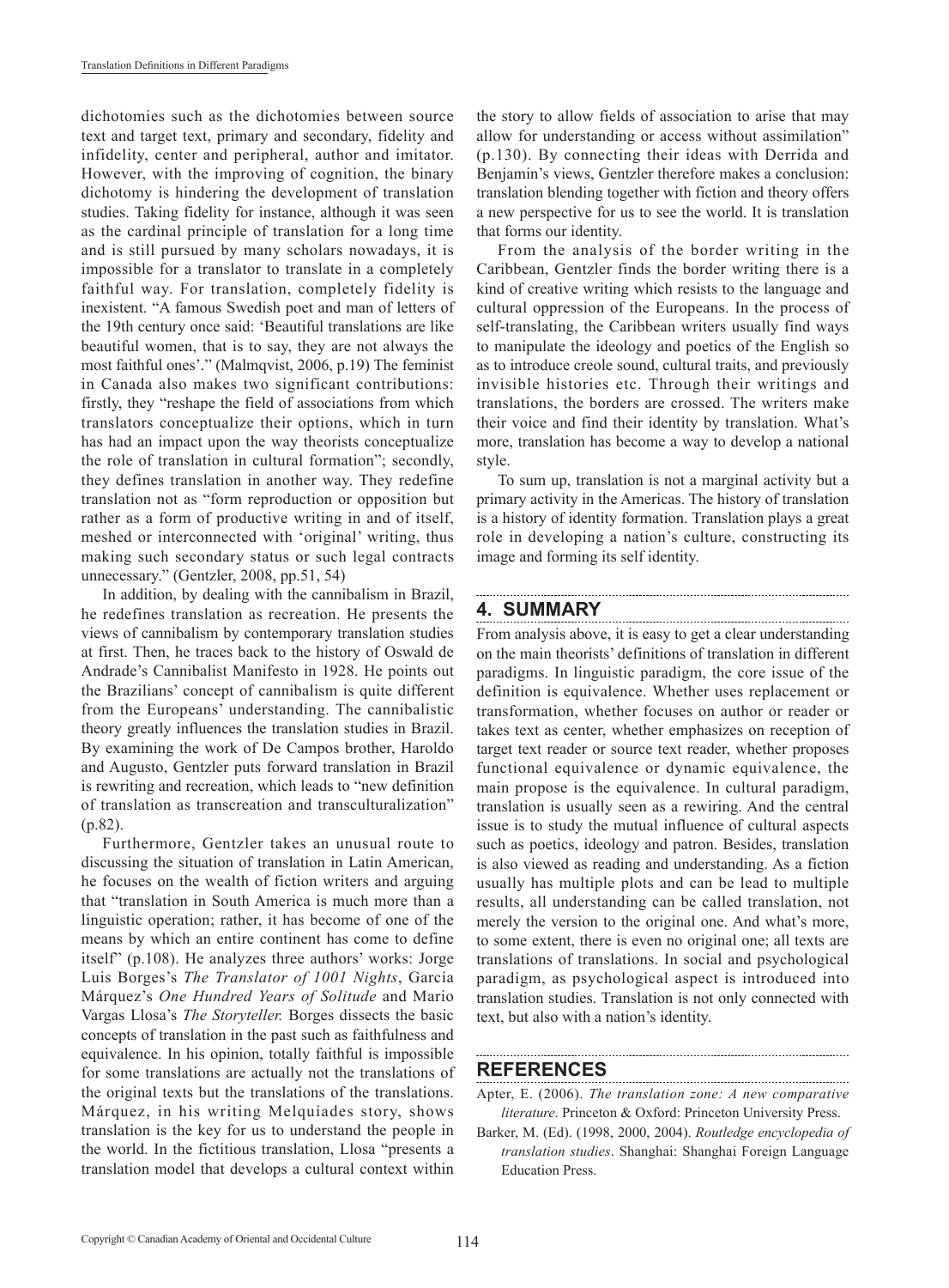dichotomies such as the dichotomies between source text and target text, primary and secondary, fidelity and infidelity, center and peripheral, author and imitator. However, with the improving of cognition, the binary dichotomy is hindering the development of translation studies. Taking fidelity for instance, although it was seen as the cardinal principle of translation for a long time and is still pursued by many scholars nowadays, it is impossible for a translator to translate in a completely faithful way. For translation, completely fidelity is inexistent. "A famous Swedish poet and man of letters of the 19th century once said: 'Beautiful translations are like beautiful women, that is to say, they are not always the most faithful ones'." (Malmqvist, 2006, p.19) The feminist in Canada also makes two significant contributions: firstly, they "reshape the field of associations from which translators conceptualize their options, which in turn has had an impact upon the way theorists conceptualize the role of translation in cultural formation"; secondly, they defines translation in another way. They redefine translation not as "form reproduction or opposition but rather as a form of productive writing in and of itself, meshed or interconnected with 'original' writing, thus making such secondary status or such legal contracts unnecessary." (Gentzler, 2008, pp.51, 54)

In addition, by dealing with the cannibalism in Brazil, he redefines translation as recreation. He presents the views of cannibalism by contemporary translation studies at first. Then, he traces back to the history of Oswald de Andrade's Cannibalist Manifesto in 1928. He points out the Brazilians' concept of cannibalism is quite different from the Europeans' understanding. The cannibalistic theory greatly influences the translation studies in Brazil. By examining the work of De Campos brother, Haroldo and Augusto, Gentzler puts forward translation in Brazil is rewriting and recreation, which leads to "new definition of translation as transcreation and transculturalization" (p.82).

Furthermore, Gentzler takes an unusual route to discussing the situation of translation in Latin American, he focuses on the wealth of fiction writers and arguing that "translation in South America is much more than a linguistic operation; rather, it has become of one of the means by which an entire continent has come to define itself" (p.108). He analyzes three authors' works: Jorge Luis Borges's *The Translator of 1001 Nights*, García Márquez's *One Hundred Years of Solitude* and Mario Vargas Llosa's *The Storyteller.* Borges dissects the basic concepts of translation in the past such as faithfulness and equivalence. In his opinion, totally faithful is impossible for some translations are actually not the translations of the original texts but the translations of the translations. Márquez, in his writing Melquíades story, shows translation is the key for us to understand the people in the world. In the fictitious translation, Llosa "presents a translation model that develops a cultural context within the story to allow fields of association to arise that may allow for understanding or access without assimilation" (p.130). By connecting their ideas with Derrida and Benjamin's views, Gentzler therefore makes a conclusion: translation blending together with fiction and theory offers a new perspective for us to see the world. It is translation that forms our identity.

From the analysis of the border writing in the Caribbean, Gentzler finds the border writing there is a kind of creative writing which resists to the language and cultural oppression of the Europeans. In the process of self-translating, the Caribbean writers usually find ways to manipulate the ideology and poetics of the English so as to introduce creole sound, cultural traits, and previously invisible histories etc. Through their writings and translations, the borders are crossed. The writers make their voice and find their identity by translation. What's more, translation has become a way to develop a national style.

To sum up, translation is not a marginal activity but a primary activity in the Americas. The history of translation is a history of identity formation. Translation plays a great role in developing a nation's culture, constructing its image and forming its self identity.

## 4. SUMMARY

From analysis above, it is easy to get a clear understanding on the main theorists' definitions of translation in different paradigms. In linguistic paradigm, the core issue of the definition is equivalence. Whether uses replacement or transformation, whether focuses on author or reader or takes text as center, whether emphasizes on reception of target text reader or source text reader, whether proposes functional equivalence or dynamic equivalence, the main propose is the equivalence. In cultural paradigm, translation is usually seen as a rewiring. And the central issue is to study the mutual influence of cultural aspects such as poetics, ideology and patron. Besides, translation is also viewed as reading and understanding. As a fiction usually has multiple plots and can be lead to multiple results, all understanding can be called translation, not merely the version to the original one. And what's more, to some extent, there is even no original one; all texts are translations of translations. In social and psychological paradigm, as psychological aspect is introduced into translation studies. Translation is not only connected with text, but also with a nation's identity.

## REFERENCES

Apter, E. (2006). *The translation zone: A new comparative literature*. Princeton & Oxford: Princeton University Press.

Barker, M. (Ed). (1998, 2000, 2004). *Routledge encyclopedia of translation studies*. Shanghai: Shanghai Foreign Language Education Press.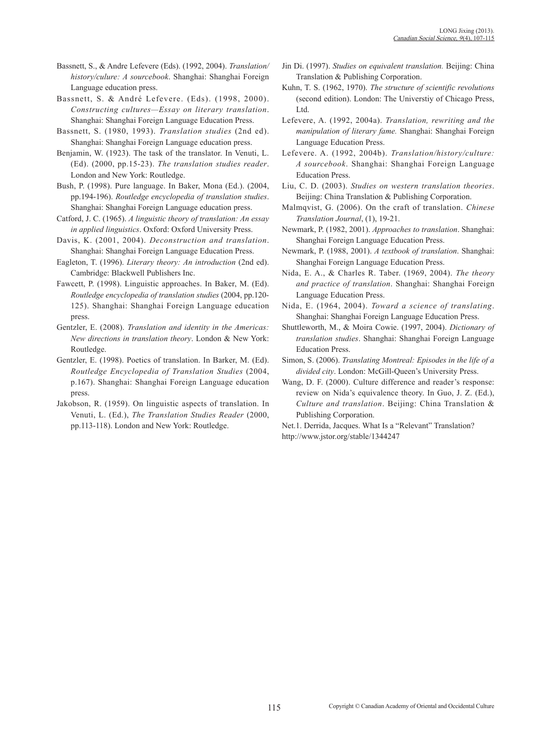Bassnett, S., & Andre Lefevere (Eds). (1992, 2004). *Translation/ history/culure: A sourcebook*. Shanghai: Shanghai Foreign Language education press.

Bassnett, S. & André Lefevere. (Eds). (1998, 2000). *Constructing cultures—Essay on literary translation*. Shanghai: Shanghai Foreign Language Education Press.

Bassnett, S. (1980, 1993). *Translation studies* (2nd ed). Shanghai: Shanghai Foreign Language education press.

Benjamin, W. (1923). The task of the translator. In Venuti, L. (Ed). (2000, pp.15-23). *The translation studies reader*. London and New York: Routledge.

Bush, P. (1998). Pure language. In Baker, Mona (Ed.). (2004, pp.194-196). *Routledge encyclopedia of translation studies*. Shanghai: Shanghai Foreign Language education press.

Catford, J. C. (1965). *A linguistic theory of translation: An essay in applied linguistics*. Oxford: Oxford University Press.

Davis, K. (2001, 2004). *Deconstruction and translation*. Shanghai: Shanghai Foreign Language Education Press.

Eagleton, T. (1996). *Literary theory: An introduction* (2nd ed). Cambridge: Blackwell Publishers Inc.

Fawcett, P. (1998). Linguistic approaches. In Baker, M. (Ed). *Routledge encyclopedia of translation studies* (2004, pp.120-125). Shanghai: Shanghai Foreign Language education press.

Gentzler, E. (2008). *Translation and identity in the Americas: New directions in translation theory*. London & New York: Routledge.

Gentzler, E. (1998). Poetics of translation. In Barker, M. (Ed). *Routledge Encyclopedia of Translation Studies* (2004, p.167). Shanghai: Shanghai Foreign Language education press.

Jakobson, R. (1959). On linguistic aspects of translation. In Venuti, L. (Ed.), *The Translation Studies Reader* (2000, pp.113-118). London and New York: Routledge.

Jin Di. (1997). *Studies on equivalent translation.* Beijing: China Translation & Publishing Corporation.

Kuhn, T. S. (1962, 1970). *The structure of scientific revolutions* (second edition). London: The Universtiy of Chicago Press, Ltd.

Lefevere, A. (1992, 2004a). *Translation, rewriting and the manipulation of literary fame.* Shanghai: Shanghai Foreign Language Education Press.

Lefevere. A. (1992, 2004b). *Translation/history/culture: A sourcebook*. Shanghai: Shanghai Foreign Language Education Press.

Liu, C. D. (2003). *Studies on western translation theories*. Beijing: China Translation & Publishing Corporation.

Malmqvist, G. (2006). On the craft of translation. *Chinese Translation Journal*, (1), 19-21.

Newmark, P. (1982, 2001). *Approaches to translation*. Shanghai: Shanghai Foreign Language Education Press.

Newmark, P. (1988, 2001). *A textbook of translation*. Shanghai: Shanghai Foreign Language Education Press.

Nida, E. A., & Charles R. Taber. (1969, 2004). *The theory and practice of translation*. Shanghai: Shanghai Foreign Language Education Press.

Nida, E. (1964, 2004). *Toward a science of translating*. Shanghai: Shanghai Foreign Language Education Press.

Shuttleworth, M., & Moira Cowie. (1997, 2004). *Dictionary of translation studies*. Shanghai: Shanghai Foreign Language Education Press.

Simon, S. (2006). *Translating Montreal: Episodes in the life of a divided city*. London: McGill-Queen's University Press.

Wang, D. F. (2000). Culture difference and reader's response: review on Nida's equivalence theory. In Guo, J. Z. (Ed.), *Culture and translation*. Beijing: China Translation & Publishing Corporation.

Net.1. Derrida, Jacques. What Is a "Relevant" Translation? http://www.jstor.org/stable/1344247